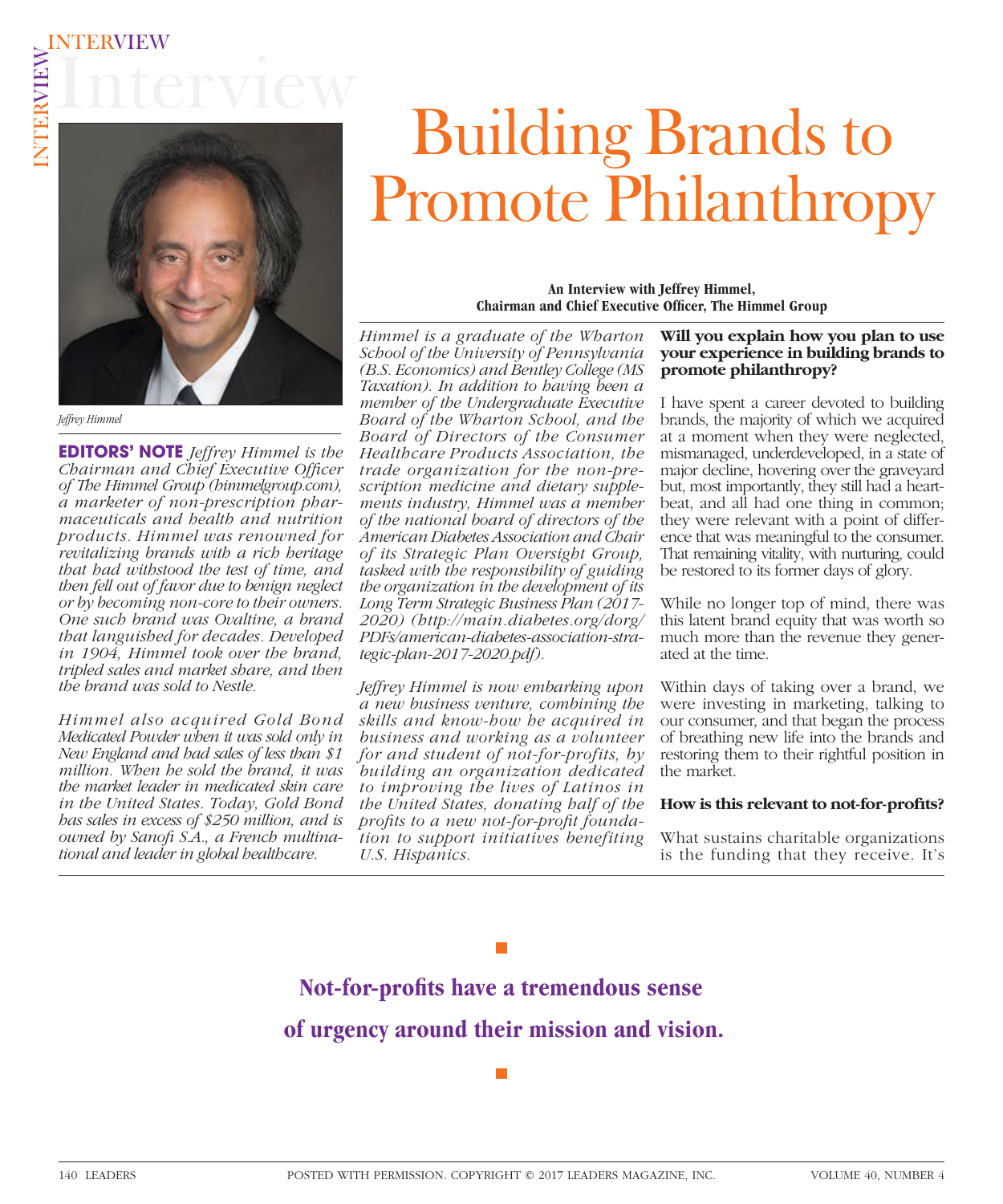# Building Brands to Promote Philanthropy

**An Interview with Jeffrey Himmel, Chairman and Chief Executive Officer, The Himmel Group**

Jeffrey Himmel

**EDITORS' NOTE** *Jeffrey Himmel is the Chairman and Chief Executive Officer of The Himmel Group (himmelgroup.com), a marketer of non-prescription pharmaceuticals and health and nutrition products. Himmel was renowned for revitalizing brands with a rich heritage that had withstood the test of time, and then fell out of favor due to benign neglect or by becoming non-core to their owners. One such brand was Ovaltine, a brand that languished for decades. Developed in 1904, Himmel took over the brand, tripled sales and market share, and then the brand was sold to Nestle.*

*Himmel also acquired Gold Bond Medicated Powder when it was sold only in New England and had sales of less than $1 million. When he sold the brand, it was the market leader in medicated skin care in the United States. Today, Gold Bond has sales in excess of $250 million, and is owned by Sanofi S.A., a French multinational and leader in global healthcare.*

*Himmel is a graduate of the Wharton School of the University of Pennsylvania (B.S. Economics) and Bentley College (MS Taxation). In addition to having been a member of the Undergraduate Executive Board of the Wharton School, and the Board of Directors of the Consumer Healthcare Products Association, the trade organization for the non-prescription medicine and dietary supplements industry, Himmel was a member of the national board of directors of the American Diabetes Association and Chair of its Strategic Plan Oversight Group, tasked with the responsibility of guiding the organization in the development of its Long Term Strategic Business Plan (2017-2020) (http://main.diabetes.org/dorg/PDFs/american-diabetes-association-strategic-plan-2017-2020.pdf).*

*Jeffrey Himmel is now embarking upon a new business venture, combining the skills and know-how he acquired in business and working as a volunteer for and student of not-for-profits, by building an organization dedicated to improving the lives of Latinos in the United States, donating half of the profits to a new not-for-profit foundation to support initiatives benefiting U.S. Hispanics.*

**Will you explain how you plan to use your experience in building brands to promote philanthropy?**

I have spent a career devoted to building brands, the majority of which we acquired at a moment when they were neglected, mismanaged, underdeveloped, in a state of major decline, hovering over the graveyard but, most importantly, they still had a heartbeat, and all had one thing in common; they were relevant with a point of difference that was meaningful to the consumer. That remaining vitality, with nurturing, could be restored to its former days of glory.

While no longer top of mind, there was this latent brand equity that was worth so much more than the revenue they generated at the time.

Within days of taking over a brand, we were investing in marketing, talking to our consumer, and that began the process of breathing new life into the brands and restoring them to their rightful position in the market.

**How is this relevant to not-for-profits?**

What sustains charitable organizations is the funding that they receive. It's

**Not-for-profits have a tremendous sense of urgency around their mission and vision.**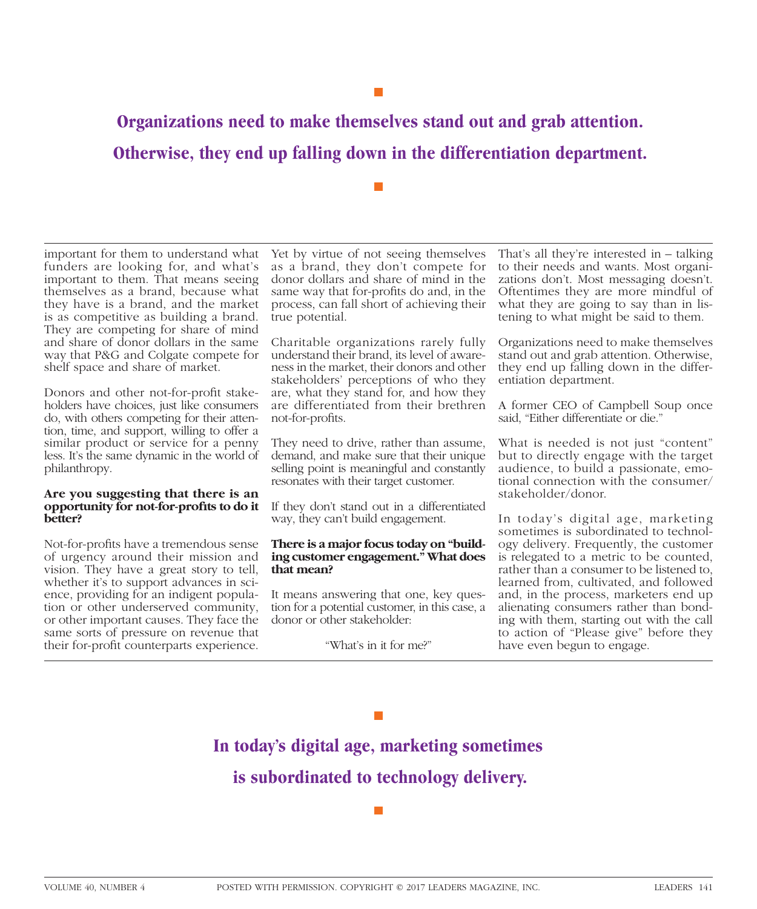**Organizations need to make themselves stand out and grab attention. Otherwise, they end up falling down in the differentiation department.**

important for them to understand what funders are looking for, and what's important to them. That means seeing themselves as a brand, because what they have is a brand, and the market is as competitive as building a brand. They are competing for share of mind and share of donor dollars in the same way that P&G and Colgate compete for shelf space and share of market.

Donors and other not-for-profit stakeholders have choices, just like consumers do, with others competing for their attention, time, and support, willing to offer a similar product or service for a penny less. It's the same dynamic in the world of philanthropy.

**Are you suggesting that there is an opportunity for not-for-profits to do it better?**

Not-for-profits have a tremendous sense of urgency around their mission and vision. They have a great story to tell, whether it's to support advances in science, providing for an indigent population or other underserved community, or other important causes. They face the same sorts of pressure on revenue that their for-profit counterparts experience.

Yet by virtue of not seeing themselves as a brand, they don't compete for donor dollars and share of mind in the same way that for-profits do and, in the process, can fall short of achieving their true potential.

Charitable organizations rarely fully understand their brand, its level of awareness in the market, their donors and other stakeholders' perceptions of who they are, what they stand for, and how they are differentiated from their brethren not-for-profits.

They need to drive, rather than assume, demand, and make sure that their unique selling point is meaningful and constantly resonates with their target customer.

If they don't stand out in a differentiated way, they can't build engagement.

**There is a major focus today on "building customer engagement." What does that mean?**

It means answering that one, key question for a potential customer, in this case, a donor or other stakeholder:

"What's in it for me?"

That's all they're interested in – talking to their needs and wants. Most organizations don't. Most messaging doesn't. Oftentimes they are more mindful of what they are going to say than in listening to what might be said to them.

Organizations need to make themselves stand out and grab attention. Otherwise, they end up falling down in the differentiation department.

A former CEO of Campbell Soup once said, "Either differentiate or die."

What is needed is not just "content" but to directly engage with the target audience, to build a passionate, emotional connection with the consumer/stakeholder/donor.

In today's digital age, marketing sometimes is subordinated to technology delivery. Frequently, the customer is relegated to a metric to be counted, rather than a consumer to be listened to, learned from, cultivated, and followed and, in the process, marketers end up alienating consumers rather than bonding with them, starting out with the call to action of "Please give" before they have even begun to engage.

**In today's digital age, marketing sometimes is subordinated to technology delivery.**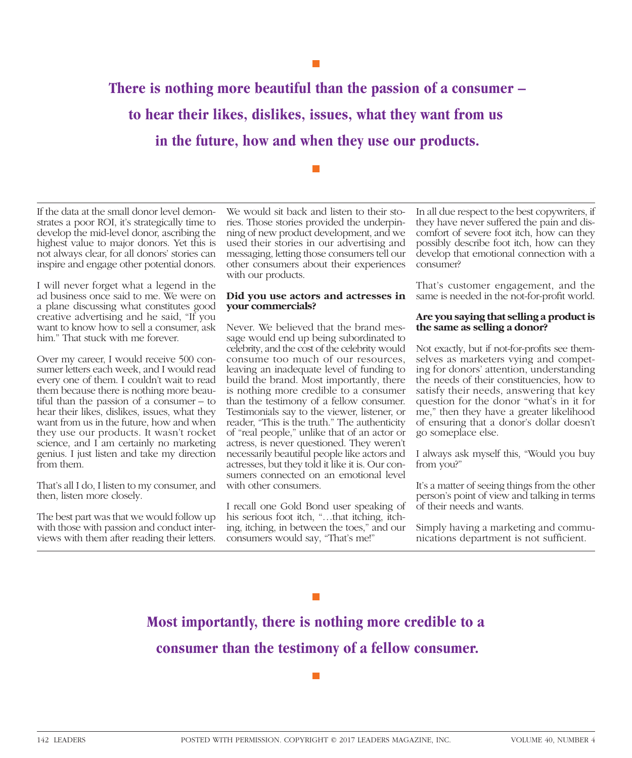**There is nothing more beautiful than the passion of a consumer – to hear their likes, dislikes, issues, what they want from us in the future, how and when they use our products.**

If the data at the small donor level demonstrates a poor ROI, it's strategically time to develop the mid-level donor, ascribing the highest value to major donors. Yet this is not always clear, for all donors' stories can inspire and engage other potential donors.

I will never forget what a legend in the ad business once said to me. We were on a plane discussing what constitutes good creative advertising and he said, "If you want to know how to sell a consumer, ask him." That stuck with me forever.

Over my career, I would receive 500 consumer letters each week, and I would read every one of them. I couldn't wait to read them because there is nothing more beautiful than the passion of a consumer – to hear their likes, dislikes, issues, what they want from us in the future, how and when they use our products. It wasn't rocket science, and I am certainly no marketing genius. I just listen and take my direction from them.

That's all I do, I listen to my consumer, and then, listen more closely.

The best part was that we would follow up with those with passion and conduct interviews with them after reading their letters. We would sit back and listen to their stories. Those stories provided the underpinning of new product development, and we used their stories in our advertising and messaging, letting those consumers tell our other consumers about their experiences with our products.

**Did you use actors and actresses in your commercials?**

Never. We believed that the brand message would end up being subordinated to celebrity, and the cost of the celebrity would consume too much of our resources, leaving an inadequate level of funding to build the brand. Most importantly, there is nothing more credible to a consumer than the testimony of a fellow consumer. Testimonials say to the viewer, listener, or reader, "This is the truth." The authenticity of "real people," unlike that of an actor or actress, is never questioned. They weren't necessarily beautiful people like actors and actresses, but they told it like it is. Our consumers connected on an emotional level with other consumers.

I recall one Gold Bond user speaking of his serious foot itch, "…that itching, itching, itching, in between the toes," and our consumers would say, "That's me!"

In all due respect to the best copywriters, if they have never suffered the pain and discomfort of severe foot itch, how can they possibly describe foot itch, how can they develop that emotional connection with a consumer?

That's customer engagement, and the same is needed in the not-for-profit world.

**Are you saying that selling a product is the same as selling a donor?**

Not exactly, but if not-for-profits see themselves as marketers vying and competing for donors' attention, understanding the needs of their constituencies, how to satisfy their needs, answering that key question for the donor "what's in it for me," then they have a greater likelihood of ensuring that a donor's dollar doesn't go someplace else.

I always ask myself this, "Would you buy from you?"

It's a matter of seeing things from the other person's point of view and talking in terms of their needs and wants.

Simply having a marketing and communications department is not sufficient.

**Most importantly, there is nothing more credible to a consumer than the testimony of a fellow consumer.**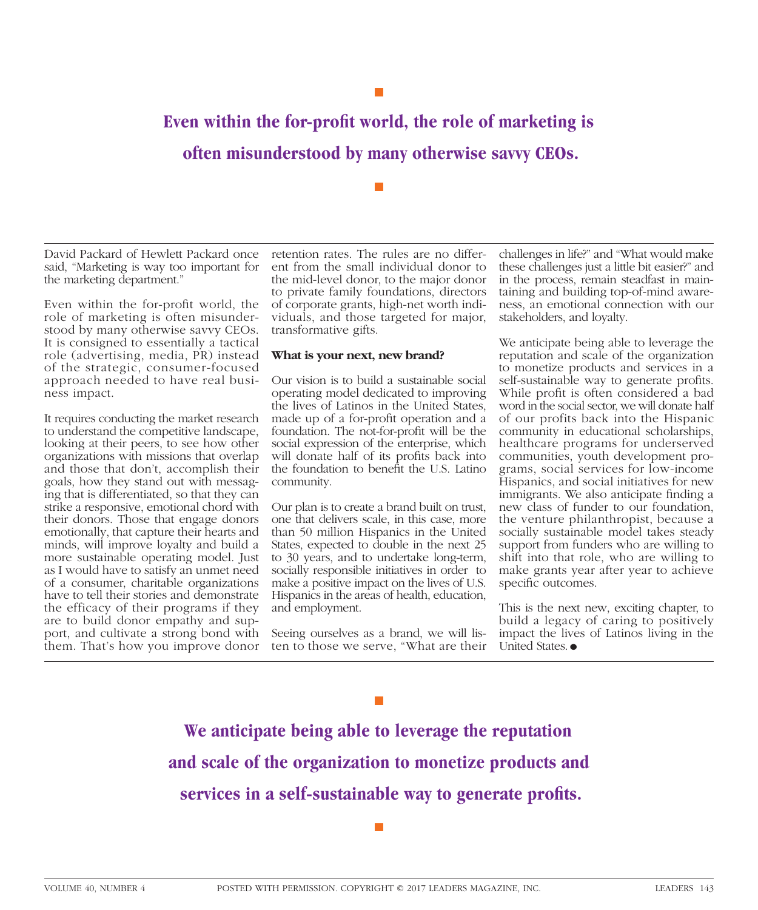**Even within the for-profit world, the role of marketing is often misunderstood by many otherwise savvy CEOs.**

David Packard of Hewlett Packard once said, "Marketing is way too important for the marketing department."

Even within the for-profit world, the role of marketing is often misunderstood by many otherwise savvy CEOs. It is consigned to essentially a tactical role (advertising, media, PR) instead of the strategic, consumer-focused approach needed to have real business impact.

It requires conducting the market research to understand the competitive landscape, looking at their peers, to see how other organizations with missions that overlap and those that don't, accomplish their goals, how they stand out with messaging that is differentiated, so that they can strike a responsive, emotional chord with their donors. Those that engage donors emotionally, that capture their hearts and minds, will improve loyalty and build a more sustainable operating model. Just as I would have to satisfy an unmet need of a consumer, charitable organizations have to tell their stories and demonstrate the efficacy of their programs if they are to build donor empathy and support, and cultivate a strong bond with them. That's how you improve donor retention rates. The rules are no different from the small individual donor to the mid-level donor, to the major donor to private family foundations, directors of corporate grants, high-net worth individuals, and those targeted for major, transformative gifts.

**What is your next, new brand?**

Our vision is to build a sustainable social operating model dedicated to improving the lives of Latinos in the United States, made up of a for-profit operation and a foundation. The not-for-profit will be the social expression of the enterprise, which will donate half of its profits back into the foundation to benefit the U.S. Latino community.

Our plan is to create a brand built on trust, one that delivers scale, in this case, more than 50 million Hispanics in the United States, expected to double in the next 25 to 30 years, and to undertake long-term, socially responsible initiatives in order to make a positive impact on the lives of U.S. Hispanics in the areas of health, education, and employment.

Seeing ourselves as a brand, we will listen to those we serve, "What are their challenges in life?" and "What would make these challenges just a little bit easier?" and in the process, remain steadfast in maintaining and building top-of-mind awareness, an emotional connection with our stakeholders, and loyalty.

We anticipate being able to leverage the reputation and scale of the organization to monetize products and services in a self-sustainable way to generate profits. While profit is often considered a bad word in the social sector, we will donate half of our profits back into the Hispanic community in educational scholarships, healthcare programs for underserved communities, youth development programs, social services for low-income Hispanics, and social initiatives for new immigrants. We also anticipate finding a new class of funder to our foundation, the venture philanthropist, because a socially sustainable model takes steady support from funders who are willing to shift into that role, who are willing to make grants year after year to achieve specific outcomes.

This is the next new, exciting chapter, to build a legacy of caring to positively impact the lives of Latinos living in the United States. ●

**We anticipate being able to leverage the reputation and scale of the organization to monetize products and services in a self-sustainable way to generate profits.**

POSTED WITH PERMISSION. COPYRIGHT © 2017 LEADERS MAGAZINE, INC.